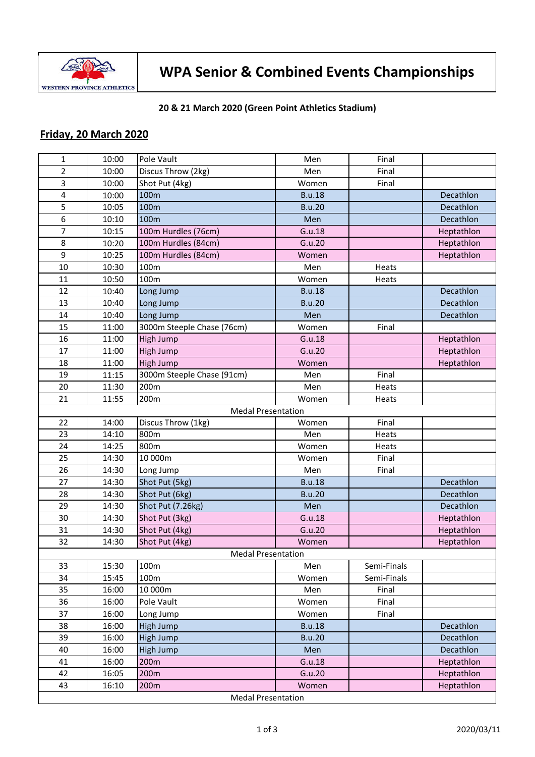# WPA Senior & Combined Events Championships

**20 & 21 March 2020 (Green Point Athletics Stadium)**

## Friday, 20 March 2020

| | | | | | |
|---|---|---|---|---|---|
| 1 | 10:00 | Pole Vault | Men | Final | |
| 2 | 10:00 | Discus Throw (2kg) | Men | Final | |
| 3 | 10:00 | Shot Put (4kg) | Women | Final | |
| 4 | 10:00 | 100m | B.u.18 | | Decathlon |
| 5 | 10:05 | 100m | B.u.20 | | Decathlon |
| 6 | 10:10 | 100m | Men | | Decathlon |
| 7 | 10:15 | 100m Hurdles (76cm) | G.u.18 | | Heptathlon |
| 8 | 10:20 | 100m Hurdles (84cm) | G.u.20 | | Heptathlon |
| 9 | 10:25 | 100m Hurdles (84cm) | Women | | Heptathlon |
| 10 | 10:30 | 100m | Men | Heats | |
| 11 | 10:50 | 100m | Women | Heats | |
| 12 | 10:40 | Long Jump | B.u.18 | | Decathlon |
| 13 | 10:40 | Long Jump | B.u.20 | | Decathlon |
| 14 | 10:40 | Long Jump | Men | | Decathlon |
| 15 | 11:00 | 3000m Steeple Chase (76cm) | Women | Final | |
| 16 | 11:00 | High Jump | G.u.18 | | Heptathlon |
| 17 | 11:00 | High Jump | G.u.20 | | Heptathlon |
| 18 | 11:00 | High Jump | Women | | Heptathlon |
| 19 | 11:15 | 3000m Steeple Chase (91cm) | Men | Final | |
| 20 | 11:30 | 200m | Men | Heats | |
| 21 | 11:55 | 200m | Women | Heats | |
| | | Medal Presentation | | | |
| 22 | 14:00 | Discus Throw (1kg) | Women | Final | |
| 23 | 14:10 | 800m | Men | Heats | |
| 24 | 14:25 | 800m | Women | Heats | |
| 25 | 14:30 | 10 000m | Women | Final | |
| 26 | 14:30 | Long Jump | Men | Final | |
| 27 | 14:30 | Shot Put (5kg) | B.u.18 | | Decathlon |
| 28 | 14:30 | Shot Put (6kg) | B.u.20 | | Decathlon |
| 29 | 14:30 | Shot Put (7.26kg) | Men | | Decathlon |
| 30 | 14:30 | Shot Put (3kg) | G.u.18 | | Heptathlon |
| 31 | 14:30 | Shot Put (4kg) | G.u.20 | | Heptathlon |
| 32 | 14:30 | Shot Put (4kg) | Women | | Heptathlon |
| | | Medal Presentation | | | |
| 33 | 15:30 | 100m | Men | Semi-Finals | |
| 34 | 15:45 | 100m | Women | Semi-Finals | |
| 35 | 16:00 | 10 000m | Men | Final | |
| 36 | 16:00 | Pole Vault | Women | Final | |
| 37 | 16:00 | Long Jump | Women | Final | |
| 38 | 16:00 | High Jump | B.u.18 | | Decathlon |
| 39 | 16:00 | High Jump | B.u.20 | | Decathlon |
| 40 | 16:00 | High Jump | Men | | Decathlon |
| 41 | 16:00 | 200m | G.u.18 | | Heptathlon |
| 42 | 16:05 | 200m | G.u.20 | | Heptathlon |
| 43 | 16:10 | 200m | Women | | Heptathlon |
| | | Medal Presentation | | | |

2020/03/11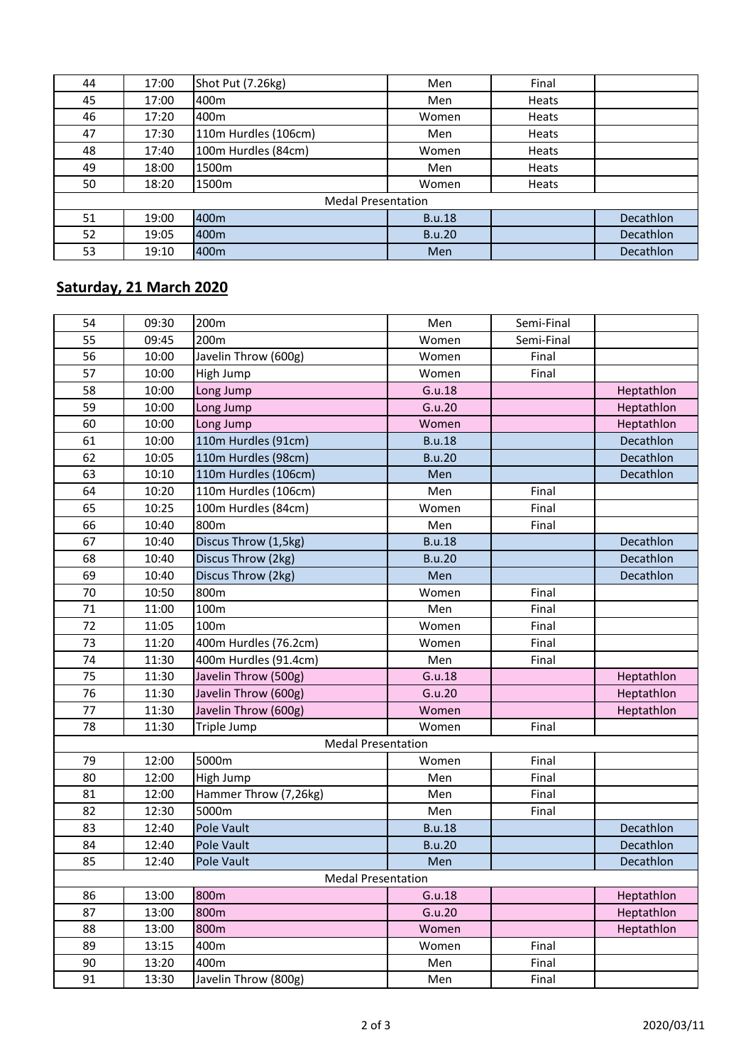| | | | | | |
|---|---|---|---|---|---|
| 44 | 17:00 | Shot Put (7.26kg) | Men | Final | |
| 45 | 17:00 | 400m | Men | Heats | |
| 46 | 17:20 | 400m | Women | Heats | |
| 47 | 17:30 | 110m Hurdles (106cm) | Men | Heats | |
| 48 | 17:40 | 100m Hurdles (84cm) | Women | Heats | |
| 49 | 18:00 | 1500m | Men | Heats | |
| 50 | 18:20 | 1500m | Women | Heats | |
| Medal Presentation | | | | | |
| 51 | 19:00 | 400m | B.u.18 | | Decathlon |
| 52 | 19:05 | 400m | B.u.20 | | Decathlon |
| 53 | 19:10 | 400m | Men | | Decathlon |

## **Saturday, 21 March 2020**

| | | | | | |
|---|---|---|---|---|---|
| 54 | 09:30 | 200m | Men | Semi-Final | |
| 55 | 09:45 | 200m | Women | Semi-Final | |
| 56 | 10:00 | Javelin Throw (600g) | Women | Final | |
| 57 | 10:00 | High Jump | Women | Final | |
| 58 | 10:00 | Long Jump | G.u.18 | | Heptathlon |
| 59 | 10:00 | Long Jump | G.u.20 | | Heptathlon |
| 60 | 10:00 | Long Jump | Women | | Heptathlon |
| 61 | 10:00 | 110m Hurdles (91cm) | B.u.18 | | Decathlon |
| 62 | 10:05 | 110m Hurdles (98cm) | B.u.20 | | Decathlon |
| 63 | 10:10 | 110m Hurdles (106cm) | Men | | Decathlon |
| 64 | 10:20 | 110m Hurdles (106cm) | Men | Final | |
| 65 | 10:25 | 100m Hurdles (84cm) | Women | Final | |
| 66 | 10:40 | 800m | Men | Final | |
| 67 | 10:40 | Discus Throw (1,5kg) | B.u.18 | | Decathlon |
| 68 | 10:40 | Discus Throw (2kg) | B.u.20 | | Decathlon |
| 69 | 10:40 | Discus Throw (2kg) | Men | | Decathlon |
| 70 | 10:50 | 800m | Women | Final | |
| 71 | 11:00 | 100m | Men | Final | |
| 72 | 11:05 | 100m | Women | Final | |
| 73 | 11:20 | 400m Hurdles (76.2cm) | Women | Final | |
| 74 | 11:30 | 400m Hurdles (91.4cm) | Men | Final | |
| 75 | 11:30 | Javelin Throw (500g) | G.u.18 | | Heptathlon |
| 76 | 11:30 | Javelin Throw (600g) | G.u.20 | | Heptathlon |
| 77 | 11:30 | Javelin Throw (600g) | Women | | Heptathlon |
| 78 | 11:30 | Triple Jump | Women | Final | |
| Medal Presentation | | | | | |
| 79 | 12:00 | 5000m | Women | Final | |
| 80 | 12:00 | High Jump | Men | Final | |
| 81 | 12:00 | Hammer Throw (7,26kg) | Men | Final | |
| 82 | 12:30 | 5000m | Men | Final | |
| 83 | 12:40 | Pole Vault | B.u.18 | | Decathlon |
| 84 | 12:40 | Pole Vault | B.u.20 | | Decathlon |
| 85 | 12:40 | Pole Vault | Men | | Decathlon |
| Medal Presentation | | | | | |
| 86 | 13:00 | 800m | G.u.18 | | Heptathlon |
| 87 | 13:00 | 800m | G.u.20 | | Heptathlon |
| 88 | 13:00 | 800m | Women | | Heptathlon |
| 89 | 13:15 | 400m | Women | Final | |
| 90 | 13:20 | 400m | Men | Final | |
| 91 | 13:30 | Javelin Throw (800g) | Men | Final | |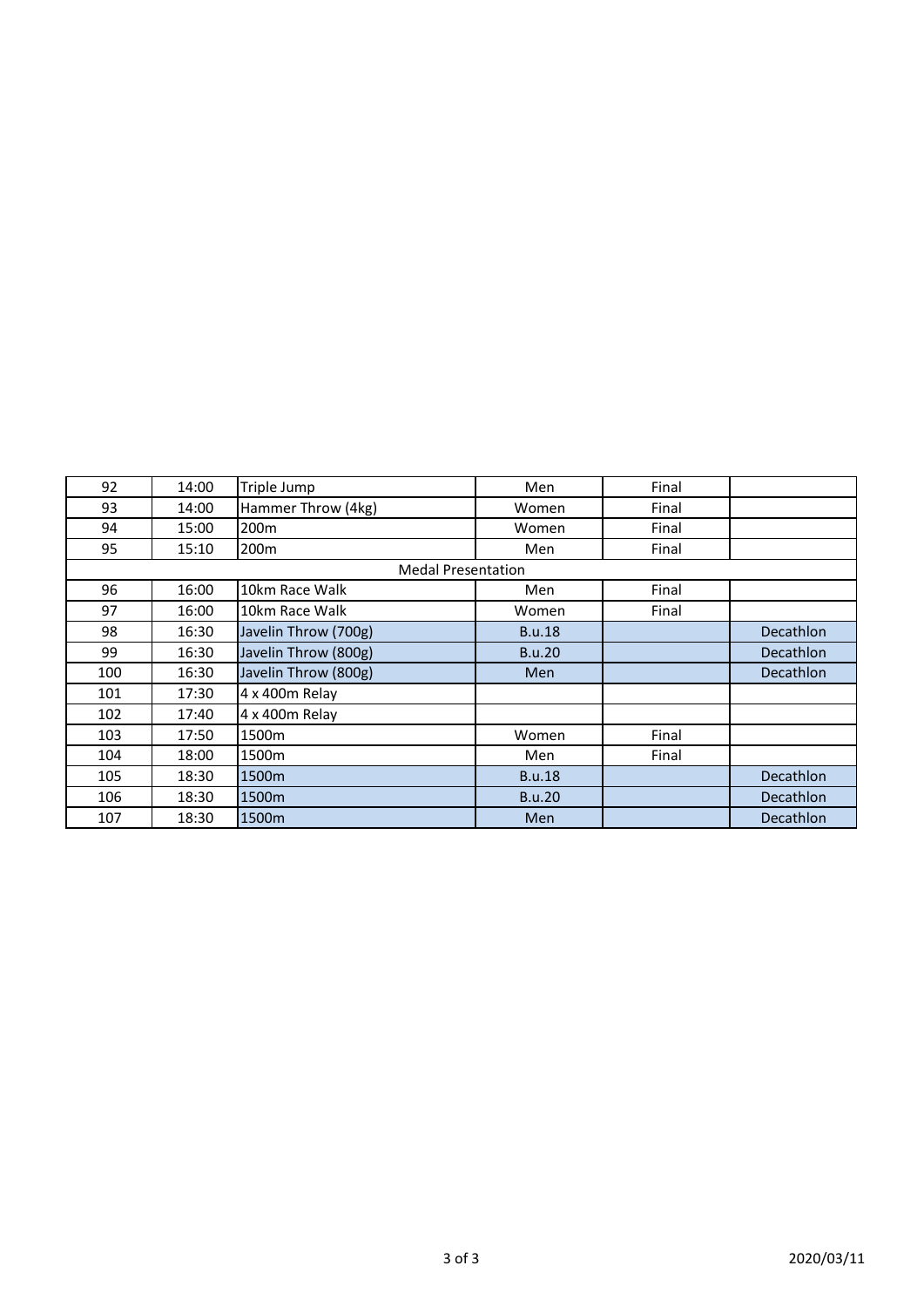| | | | | | |
|---|---|---|---|---|---|
| 92 | 14:00 | Triple Jump | Men | Final | |
| 93 | 14:00 | Hammer Throw (4kg) | Women | Final | |
| 94 | 15:00 | 200m | Women | Final | |
| 95 | 15:10 | 200m | Men | Final | |
| Medal Presentation | | | | | |
| 96 | 16:00 | 10km Race Walk | Men | Final | |
| 97 | 16:00 | 10km Race Walk | Women | Final | |
| 98 | 16:30 | Javelin Throw (700g) | B.u.18 | | Decathlon |
| 99 | 16:30 | Javelin Throw (800g) | B.u.20 | | Decathlon |
| 100 | 16:30 | Javelin Throw (800g) | Men | | Decathlon |
| 101 | 17:30 | 4 x 400m Relay | | | |
| 102 | 17:40 | 4 x 400m Relay | | | |
| 103 | 17:50 | 1500m | Women | Final | |
| 104 | 18:00 | 1500m | Men | Final | |
| 105 | 18:30 | 1500m | B.u.18 | | Decathlon |
| 106 | 18:30 | 1500m | B.u.20 | | Decathlon |
| 107 | 18:30 | 1500m | Men | | Decathlon |